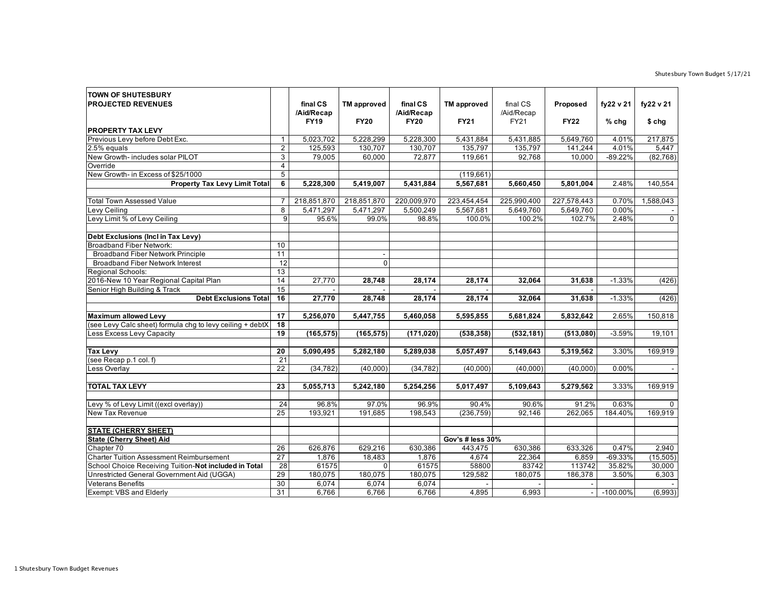| TOWN OF SHUTESBURY PROJECTED REVENUES | | final CS /Aid/Recap FY19 | TM approved FY20 | final CS /Aid/Recap FY20 | TM approved FY21 | final CS /Aid/Recap FY21 | Proposed FY22 | fy22 v 21 % chg | fy22 v 21 $ chg |
|---|---|---|---|---|---|---|---|---|---|
| **PROPERTY TAX LEVY** | | | | | | | | | |
| Previous Levy before Debt Exc. | 1 | 5,023,702 | 5,228,299 | 5,228,300 | 5,431,884 | 5,431,885 | 5,649,760 | 4.01% | 217,875 |
| 2.5% equals | 2 | 125,593 | 130,707 | 130,707 | 135,797 | 135,797 | 141,244 | 4.01% | 5,447 |
| New Growth- includes solar PILOT | 3 | 79,005 | 60,000 | 72,877 | 119,661 | 92,768 | 10,000 | -89.22% | (82,768) |
| Override | 4 | | | | | | | | |
| New Growth- in Excess of $25/1000 | 5 | | | | (119,661) | | | | |
| **Property Tax Levy Limit Total** | **6** | **5,228,300** | **5,419,007** | **5,431,884** | **5,567,681** | **5,660,450** | **5,801,004** | 2.48% | 140,554 |
| | | | | | | | | | |
| Total Town Assessed Value | 7 | 218,851,870 | 218,851,870 | 220,009,970 | 223,454,454 | 225,990,400 | 227,578,443 | 0.70% | 1,588,043 |
| Levy Ceiling | 8 | 5,471,297 | 5,471,297 | 5,500,249 | 5,567,681 | 5,649,760 | 5,649,760 | 0.00% | - |
| Levy Limit % of Levy Ceiling | 9 | 95.6% | 99.0% | 98.8% | 100.0% | 100.2% | 102.7% | 2.48% | 0 |
| | | | | | | | | | |
| **Debt Exclusions (Incl in Tax Levy)** | | | | | | | | | |
| Broadband Fiber Network: | 10 | | | | | | | | |
| Broadband Fiber Network Principle | 11 | | - | | | | | | |
| Broadband Fiber Network Interest | 12 | | 0 | | | | | | |
| Regional Schools: | 13 | | | | | | | | |
| 2016-New 10 Year Regional Capital Plan | 14 | 27,770 | **28,748** | **28,174** | **28,174** | **32,064** | **31,638** | -1.33% | (426) |
| Senior High Building & Track | 15 | - | - | - | - | | - | | |
| **Debt Exclusions Total** | **16** | **27,770** | **28,748** | **28,174** | **28,174** | **32,064** | **31,638** | -1.33% | (426) |
| | | | | | | | | | |
| **Maximum allowed Levy** | **17** | **5,256,070** | **5,447,755** | **5,460,058** | **5,595,855** | **5,681,824** | **5,832,642** | 2.65% | 150,818 |
| (see Levy Calc sheet) formula chg to levy ceiling + debtX | **18** | | | | | | | | |
| Less Excess Levy Capacity | **19** | **(165,575)** | **(165,575)** | **(171,020)** | **(538,358)** | **(532,181)** | **(513,080)** | -3.59% | 19,101 |
| | | | | | | | | | |
| **Tax Levy** | **20** | **5,090,495** | **5,282,180** | **5,289,038** | **5,057,497** | **5,149,643** | **5,319,562** | 3.30% | 169,919 |
| (see Recap p.1 col. f) | 21 | | | | | | | | |
| Less Overlay | 22 | (34,782) | (40,000) | (34,782) | (40,000) | (40,000) | (40,000) | 0.00% | - |
| | | | | | | | | | |
| **TOTAL TAX LEVY** | **23** | **5,055,713** | **5,242,180** | **5,254,256** | **5,017,497** | **5,109,643** | **5,279,562** | 3.33% | 169,919 |
| | | | | | | | | | |
| Levy % of Levy Limit ((excl overlay)) | 24 | 96.8% | 97.0% | 96.9% | 90.4% | 90.6% | 91.2% | 0.63% | 0 |
| New Tax Revenue | 25 | 193,921 | 191,685 | 198,543 | (236,759) | 92,146 | 262,065 | 184.40% | 169,919 |
| | | | | | | | | | |
| **STATE (CHERRY SHEET)** | | | | | | | | | |
| **State (Cherry Sheet) Aid** | | | | | **Gov's # less 30%** | | | | |
| Chapter 70 | 26 | 626,876 | 629,216 | 630,386 | 443,475 | 630,386 | 633,326 | 0.47% | 2,940 |
| Charter Tuition Assessment Reimbursement | 27 | 1,876 | 18,483 | 1,876 | 4,674 | 22,364 | 6,859 | -69.33% | (15,505) |
| School Choice Receiving Tuition-**Not included in Total** | 28 | 61575 | 0 | 61575 | 58800 | 83742 | 113742 | 35.82% | 30,000 |
| Unrestricted General Government Aid (UGGA) | 29 | 180,075 | 180,075 | 180,075 | 129,582 | 180,075 | 186,378 | 3.50% | 6,303 |
| Veterans Benefits | 30 | 6,074 | 6,074 | 6,074 | - | - | - | | - |
| Exempt: VBS and Elderly | 31 | 6,766 | 6,766 | 6,766 | 4,895 | 6,993 | - | -100.00% | (6,993) |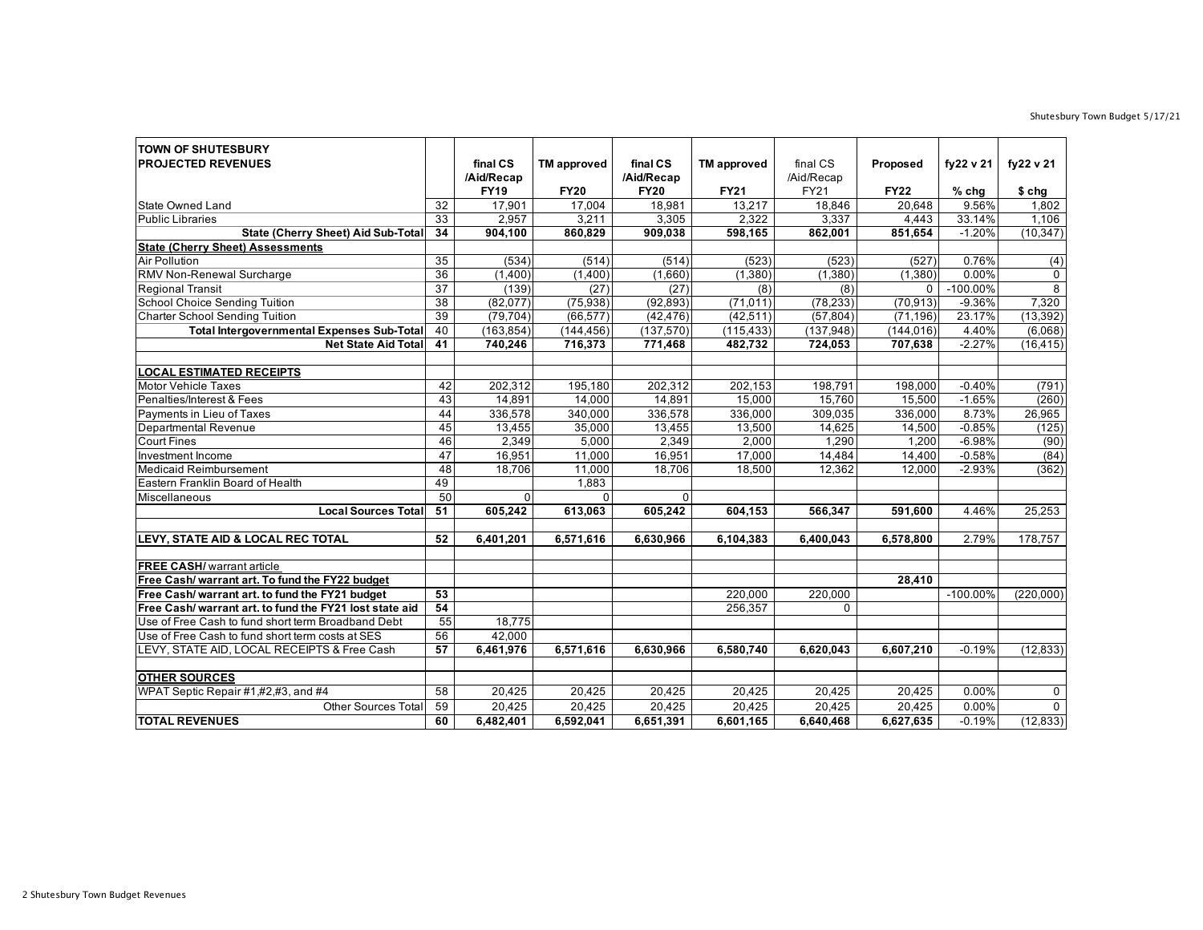| TOWN OF SHUTESBURY PROJECTED REVENUES | | final CS /Aid/Recap FY19 | TM approved FY20 | final CS /Aid/Recap FY20 | TM approved FY21 | final CS /Aid/Recap FY21 | Proposed FY22 | fy22 v 21 % chg | fy22 v 21 $ chg |
|---|---|---|---|---|---|---|---|---|---|
| State Owned Land | 32 | 17,901 | 17,004 | 18,981 | 13,217 | 18,846 | 20,648 | 9.56% | 1,802 |
| Public Libraries | 33 | 2,957 | 3,211 | 3,305 | 2,322 | 3,337 | 4,443 | 33.14% | 1,106 |
| **State (Cherry Sheet) Aid Sub-Total** | **34** | **904,100** | **860,829** | **909,038** | **598,165** | **862,001** | **851,654** | -1.20% | (10,347) |
| **State (Cherry Sheet) Assessments** | | | | | | | | | |
| Air Pollution | 35 | (534) | (514) | (514) | (523) | (523) | (527) | 0.76% | (4) |
| RMV Non-Renewal Surcharge | 36 | (1,400) | (1,400) | (1,660) | (1,380) | (1,380) | (1,380) | 0.00% | 0 |
| Regional Transit | 37 | (139) | (27) | (27) | (8) | (8) | 0 | -100.00% | 8 |
| School Choice Sending Tuition | 38 | (82,077) | (75,938) | (92,893) | (71,011) | (78,233) | (70,913) | -9.36% | 7,320 |
| Charter School Sending Tuition | 39 | (79,704) | (66,577) | (42,476) | (42,511) | (57,804) | (71,196) | 23.17% | (13,392) |
| **Total Intergovernmental Expenses Sub-Total** | 40 | (163,854) | (144,456) | (137,570) | (115,433) | (137,948) | (144,016) | 4.40% | (6,068) |
| **Net State Aid Total** | **41** | **740,246** | **716,373** | **771,468** | **482,732** | **724,053** | **707,638** | -2.27% | (16,415) |
| | | | | | | | | | |
| **LOCAL ESTIMATED RECEIPTS** | | | | | | | | | |
| Motor Vehicle Taxes | 42 | 202,312 | 195,180 | 202,312 | 202,153 | 198,791 | 198,000 | -0.40% | (791) |
| Penalties/Interest & Fees | 43 | 14,891 | 14,000 | 14,891 | 15,000 | 15,760 | 15,500 | -1.65% | (260) |
| Payments in Lieu of Taxes | 44 | 336,578 | 340,000 | 336,578 | 336,000 | 309,035 | 336,000 | 8.73% | 26,965 |
| Departmental Revenue | 45 | 13,455 | 35,000 | 13,455 | 13,500 | 14,625 | 14,500 | -0.85% | (125) |
| Court Fines | 46 | 2,349 | 5,000 | 2,349 | 2,000 | 1,290 | 1,200 | -6.98% | (90) |
| Investment Income | 47 | 16,951 | 11,000 | 16,951 | 17,000 | 14,484 | 14,400 | -0.58% | (84) |
| Medicaid Reimbursement | 48 | 18,706 | 11,000 | 18,706 | 18,500 | 12,362 | 12,000 | -2.93% | (362) |
| Eastern Franklin Board of Health | 49 | | 1,883 | | | | | | |
| Miscellaneous | 50 | 0 | 0 | 0 | | | | | |
| **Local Sources Total** | **51** | **605,242** | **613,063** | **605,242** | **604,153** | **566,347** | **591,600** | 4.46% | 25,253 |
| | | | | | | | | | |
| **LEVY, STATE AID & LOCAL REC TOTAL** | **52** | **6,401,201** | **6,571,616** | **6,630,966** | **6,104,383** | **6,400,043** | **6,578,800** | 2.79% | 178,757 |
| | | | | | | | | | |
| **FREE CASH/** warrant article | | | | | | | | | |
| **Free Cash/ warrant art. To fund the FY22 budget** | | | | | | | **28,410** | | |
| **Free Cash/ warrant art. to fund the FY21 budget** | **53** | | | | 220,000 | 220,000 | | -100.00% | (220,000) |
| **Free Cash/ warrant art. to fund the FY21 lost state aid** | **54** | | | | 256,357 | 0 | | | |
| Use of Free Cash to fund short term Broadband Debt | 55 | 18,775 | | | | | | | |
| Use of Free Cash to fund short term costs at SES | 56 | 42,000 | | | | | | | |
| LEVY, STATE AID, LOCAL RECEIPTS & Free Cash | **57** | **6,461,976** | **6,571,616** | **6,630,966** | **6,580,740** | **6,620,043** | **6,607,210** | -0.19% | (12,833) |
| | | | | | | | | | |
| **OTHER SOURCES** | | | | | | | | | |
| WPAT Septic Repair #1,#2,#3, and #4 | 58 | 20,425 | 20,425 | 20,425 | 20,425 | 20,425 | 20,425 | 0.00% | 0 |
| Other Sources Total | 59 | 20,425 | 20,425 | 20,425 | 20,425 | 20,425 | 20,425 | 0.00% | 0 |
| **TOTAL REVENUES** | **60** | **6,482,401** | **6,592,041** | **6,651,391** | **6,601,165** | **6,640,468** | **6,627,635** | -0.19% | (12,833) |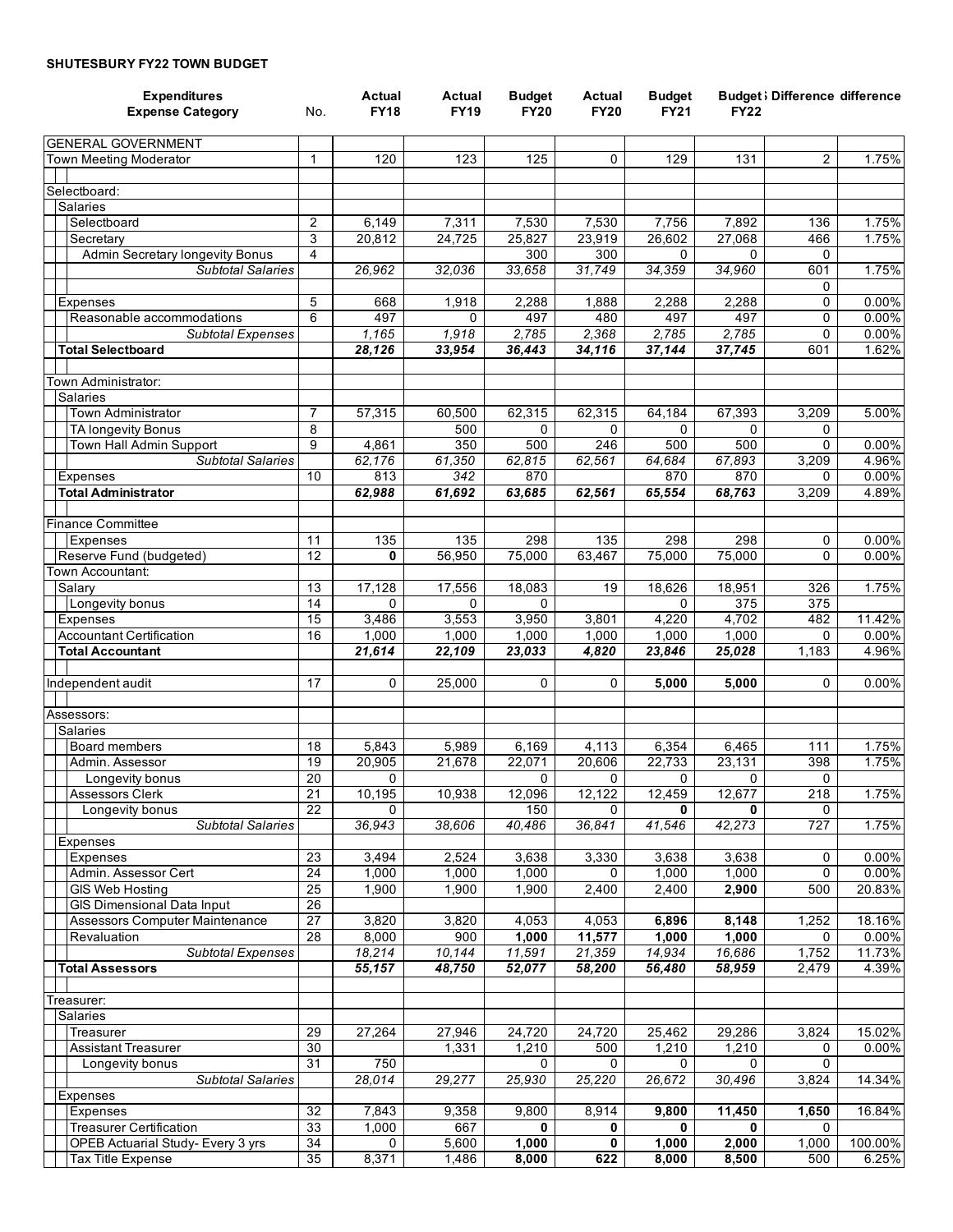**SHUTESBURY FY22 TOWN BUDGET**

| Expenditures Expense Category | No. | Actual FY18 | Actual FY19 | Budget FY20 | Actual FY20 | Budget FY21 | Budget FY22 | Difference | difference |
|---|---|---|---|---|---|---|---|---|---|
| GENERAL GOVERNMENT | | | | | | | | | |
| Town Meeting Moderator | 1 | 120 | 123 | 125 | 0 | 129 | 131 | 2 | 1.75% |
| | | | | | | | | | |
| Selectboard: | | | | | | | | | |
| Salaries | | | | | | | | | |
| Selectboard | 2 | 6,149 | 7,311 | 7,530 | 7,530 | 7,756 | 7,892 | 136 | 1.75% |
| Secretary | 3 | 20,812 | 24,725 | 25,827 | 23,919 | 26,602 | 27,068 | 466 | 1.75% |
| Admin Secretary longevity Bonus | 4 | | | 300 | 300 | 0 | 0 | 0 | |
| *Subtotal Salaries* | | *26,962* | *32,036* | *33,658* | *31,749* | *34,359* | *34,960* | 601 | 1.75% |
| | | | | | | | | 0 | |
| Expenses | 5 | 668 | 1,918 | 2,288 | 1,888 | 2,288 | 2,288 | 0 | 0.00% |
| Reasonable accommodations | 6 | 497 | 0 | 497 | 480 | 497 | 497 | 0 | 0.00% |
| *Subtotal Expenses* | | *1,165* | *1,918* | *2,785* | *2,368* | *2,785* | *2,785* | 0 | 0.00% |
| **Total Selectboard** | | ***28,126*** | ***33,954*** | ***36,443*** | ***34,116*** | ***37,144*** | ***37,745*** | 601 | 1.62% |
| | | | | | | | | | |
| Town Administrator: | | | | | | | | | |
| Salaries | | | | | | | | | |
| Town Administrator | 7 | 57,315 | 60,500 | 62,315 | 62,315 | 64,184 | 67,393 | 3,209 | 5.00% |
| TA longevity Bonus | 8 | | 500 | 0 | 0 | 0 | 0 | 0 | |
| Town Hall Admin Support | 9 | 4,861 | 350 | 500 | 246 | 500 | 500 | 0 | 0.00% |
| *Subtotal Salaries* | | *62,176* | *61,350* | *62,815* | *62,561* | *64,684* | *67,893* | 3,209 | 4.96% |
| Expenses | 10 | 813 | *342* | 870 | | 870 | 870 | 0 | 0.00% |
| **Total Administrator** | | ***62,988*** | ***61,692*** | ***63,685*** | ***62,561*** | ***65,554*** | ***68,763*** | 3,209 | 4.89% |
| | | | | | | | | | |
| Finance Committee | | | | | | | | | |
| Expenses | 11 | 135 | 135 | 298 | 135 | 298 | 298 | 0 | 0.00% |
| Reserve Fund (budgeted) | 12 | **0** | 56,950 | 75,000 | 63,467 | 75,000 | 75,000 | 0 | 0.00% |
| Town Accountant: | | | | | | | | | |
| Salary | 13 | 17,128 | 17,556 | 18,083 | 19 | 18,626 | 18,951 | 326 | 1.75% |
| Longevity bonus | 14 | 0 | 0 | 0 | | 0 | 375 | 375 | |
| Expenses | 15 | 3,486 | 3,553 | 3,950 | 3,801 | 4,220 | 4,702 | 482 | 11.42% |
| Accountant Certification | 16 | 1,000 | 1,000 | 1,000 | 1,000 | 1,000 | 1,000 | 0 | 0.00% |
| **Total Accountant** | | ***21,614*** | ***22,109*** | ***23,033*** | ***4,820*** | ***23,846*** | ***25,028*** | 1,183 | 4.96% |
| | | | | | | | | | |
| Independent audit | 17 | 0 | 25,000 | 0 | 0 | **5,000** | **5,000** | 0 | 0.00% |
| | | | | | | | | | |
| Assessors: | | | | | | | | | |
| Salaries | | | | | | | | | |
| Board members | 18 | 5,843 | 5,989 | 6,169 | 4,113 | 6,354 | 6,465 | 111 | 1.75% |
| Admin. Assessor | 19 | 20,905 | 21,678 | 22,071 | 20,606 | 22,733 | 23,131 | 398 | 1.75% |
| Longevity bonus | 20 | 0 | | 0 | 0 | 0 | 0 | 0 | |
| Assessors Clerk | 21 | 10,195 | 10,938 | 12,096 | 12,122 | 12,459 | 12,677 | 218 | 1.75% |
| Longevity bonus | 22 | 0 | | 150 | 0 | **0** | **0** | 0 | |
| *Subtotal Salaries* | | *36,943* | *38,606* | *40,486* | *36,841* | *41,546* | *42,273* | 727 | 1.75% |
| Expenses | | | | | | | | | |
| Expenses | 23 | 3,494 | 2,524 | 3,638 | 3,330 | 3,638 | 3,638 | 0 | 0.00% |
| Admin. Assessor Cert | 24 | 1,000 | 1,000 | 1,000 | 0 | 1,000 | 1,000 | 0 | 0.00% |
| GIS Web Hosting | 25 | 1,900 | 1,900 | 1,900 | 2,400 | 2,400 | **2,900** | 500 | 20.83% |
| GIS Dimensional Data Input | 26 | | | | | | | | |
| Assessors Computer Maintenance | 27 | 3,820 | 3,820 | 4,053 | 4,053 | **6,896** | **8,148** | 1,252 | 18.16% |
| Revaluation | 28 | 8,000 | 900 | **1,000** | **11,577** | 1,000 | 1,000 | 0 | 0.00% |
| *Subtotal Expenses* | | *18,214* | *10,144* | *11,591* | *21,359* | *14,934* | *16,686* | 1,752 | 11.73% |
| **Total Assessors** | | ***55,157*** | ***48,750*** | ***52,077*** | ***58,200*** | ***56,480*** | ***58,959*** | 2,479 | 4.39% |
| | | | | | | | | | |
| Treasurer: | | | | | | | | | |
| Salaries | | | | | | | | | |
| Treasurer | 29 | 27,264 | 27,946 | 24,720 | 24,720 | 25,462 | 29,286 | 3,824 | 15.02% |
| Assistant Treasurer | 30 | | 1,331 | 1,210 | 500 | 1,210 | 1,210 | 0 | 0.00% |
| Longevity bonus | 31 | 750 | | 0 | 0 | 0 | 0 | 0 | |
| *Subtotal Salaries* | | *28,014* | *29,277* | *25,930* | *25,220* | *26,672* | *30,496* | 3,824 | 14.34% |
| Expenses | | | | | | | | | |
| Expenses | 32 | 7,843 | 9,358 | 9,800 | 8,914 | **9,800** | **11,450** | **1,650** | 16.84% |
| Treasurer Certification | 33 | 1,000 | 667 | **0** | **0** | **0** | **0** | 0 | |
| OPEB Actuarial Study- Every 3 yrs | 34 | 0 | 5,600 | **1,000** | **0** | **1,000** | **2,000** | 1,000 | 100.00% |
| Tax Title Expense | 35 | 8,371 | 1,486 | **8,000** | **622** | **8,000** | **8,500** | 500 | 6.25% |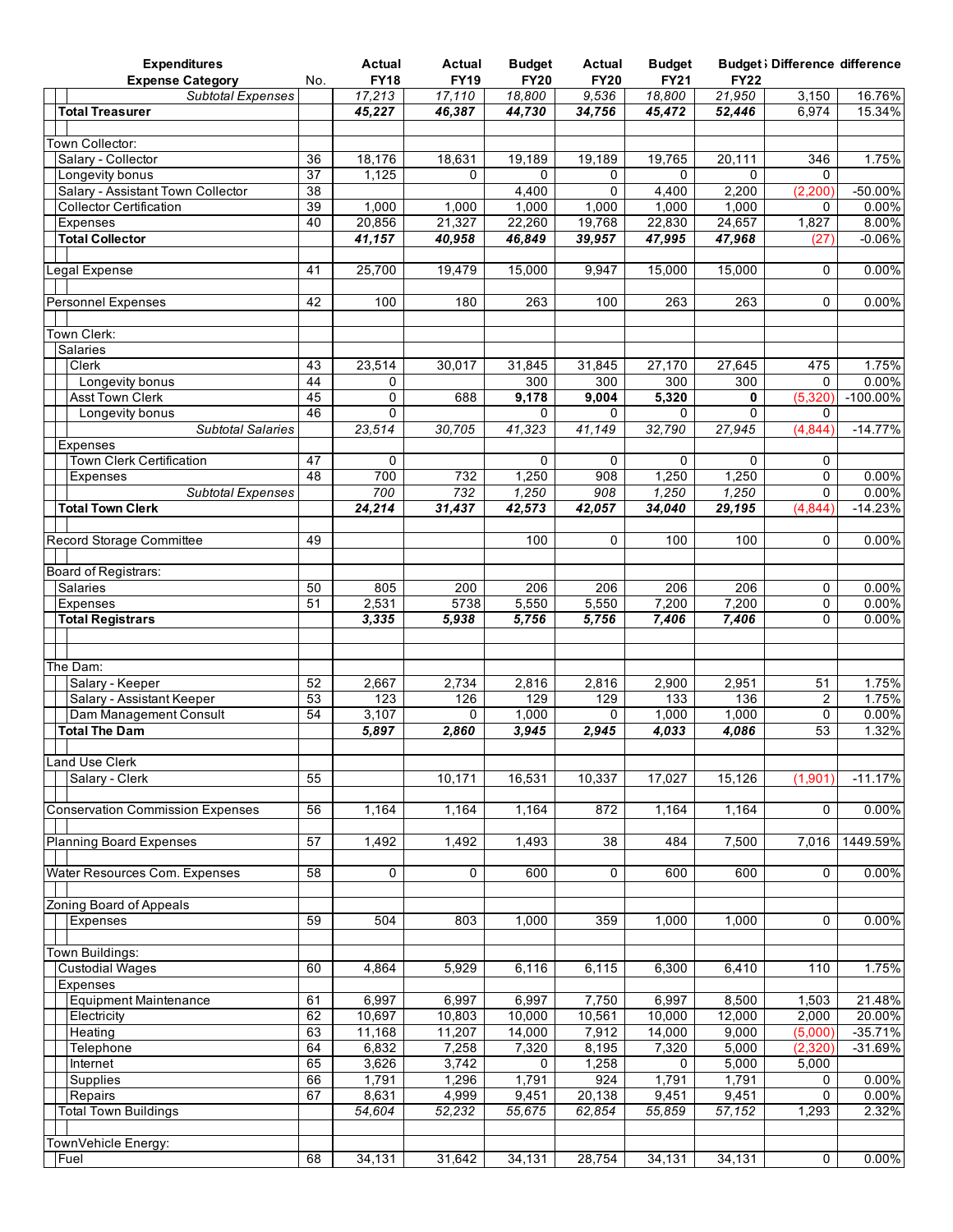| Expenditures Expense Category | No. | Actual FY18 | Actual FY19 | Budget FY20 | Actual FY20 | Budget FY21 | Budget FY22 | Difference | difference |
|---|---|---|---|---|---|---|---|---|---|
| *Subtotal Expenses* | | *17,213* | *17,110* | *18,800* | *9,536* | *18,800* | *21,950* | 3,150 | 16.76% |
| **Total Treasurer** | | ***45,227*** | ***46,387*** | ***44,730*** | ***34,756*** | ***45,472*** | ***52,446*** | 6,974 | 15.34% |
| | | | | | | | | | |
| Town Collector: | | | | | | | | | |
| Salary - Collector | 36 | 18,176 | 18,631 | 19,189 | 19,189 | 19,765 | 20,111 | 346 | 1.75% |
| Longevity bonus | 37 | 1,125 | 0 | 0 | 0 | 0 | 0 | 0 | |
| Salary - Assistant Town Collector | 38 | | | 4,400 | 0 | 4,400 | 2,200 | (2,200) | -50.00% |
| Collector Certification | 39 | 1,000 | 1,000 | 1,000 | 1,000 | 1,000 | 1,000 | 0 | 0.00% |
| Expenses | 40 | 20,856 | 21,327 | 22,260 | 19,768 | 22,830 | 24,657 | 1,827 | 8.00% |
| **Total Collector** | | ***41,157*** | ***40,958*** | ***46,849*** | ***39,957*** | ***47,995*** | ***47,968*** | (27) | -0.06% |
| | | | | | | | | | |
| Legal Expense | 41 | 25,700 | 19,479 | 15,000 | 9,947 | 15,000 | 15,000 | 0 | 0.00% |
| | | | | | | | | | |
| Personnel Expenses | 42 | 100 | 180 | 263 | 100 | 263 | 263 | 0 | 0.00% |
| | | | | | | | | | |
| Town Clerk: | | | | | | | | | |
| Salaries | | | | | | | | | |
| Clerk | 43 | 23,514 | 30,017 | 31,845 | 31,845 | 27,170 | 27,645 | 475 | 1.75% |
| Longevity bonus | 44 | 0 | | 300 | 300 | 300 | 300 | 0 | 0.00% |
| Asst Town Clerk | 45 | 0 | 688 | **9,178** | **9,004** | **5,320** | **0** | (5,320) | -100.00% |
| Longevity bonus | 46 | 0 | | 0 | 0 | 0 | 0 | 0 | |
| *Subtotal Salaries* | | *23,514* | *30,705* | *41,323* | *41,149* | *32,790* | *27,945* | (4,844) | -14.77% |
| Expenses | | | | | | | | | |
| Town Clerk Certification | 47 | 0 | | 0 | 0 | 0 | 0 | 0 | |
| Expenses | 48 | 700 | 732 | 1,250 | 908 | 1,250 | 1,250 | 0 | 0.00% |
| *Subtotal Expenses* | | *700* | *732* | *1,250* | *908* | *1,250* | *1,250* | 0 | 0.00% |
| **Total Town Clerk** | | ***24,214*** | ***31,437*** | ***42,573*** | ***42,057*** | ***34,040*** | ***29,195*** | (4,844) | -14.23% |
| | | | | | | | | | |
| Record Storage Committee | 49 | | | 100 | 0 | 100 | 100 | 0 | 0.00% |
| | | | | | | | | | |
| Board of Registrars: | | | | | | | | | |
| Salaries | 50 | 805 | 200 | 206 | 206 | 206 | 206 | 0 | 0.00% |
| Expenses | 51 | 2,531 | 5738 | 5,550 | 5,550 | 7,200 | 7,200 | 0 | 0.00% |
| **Total Registrars** | | ***3,335*** | ***5,938*** | ***5,756*** | ***5,756*** | ***7,406*** | ***7,406*** | 0 | 0.00% |
| | | | | | | | | | |
| The Dam: | | | | | | | | | |
| Salary - Keeper | 52 | 2,667 | 2,734 | 2,816 | 2,816 | 2,900 | 2,951 | 51 | 1.75% |
| Salary - Assistant Keeper | 53 | 123 | 126 | 129 | 129 | 133 | 136 | 2 | 1.75% |
| Dam Management Consult | 54 | 3,107 | 0 | 1,000 | 0 | 1,000 | 1,000 | 0 | 0.00% |
| **Total The Dam** | | ***5,897*** | ***2,860*** | ***3,945*** | ***2,945*** | ***4,033*** | ***4,086*** | 53 | 1.32% |
| | | | | | | | | | |
| Land Use Clerk | | | | | | | | | |
| Salary - Clerk | 55 | | 10,171 | 16,531 | 10,337 | 17,027 | 15,126 | (1,901) | -11.17% |
| | | | | | | | | | |
| Conservation Commission Expenses | 56 | 1,164 | 1,164 | 1,164 | 872 | 1,164 | 1,164 | 0 | 0.00% |
| | | | | | | | | | |
| Planning Board Expenses | 57 | 1,492 | 1,492 | 1,493 | 38 | 484 | 7,500 | 7,016 | 1449.59% |
| | | | | | | | | | |
| Water Resources Com. Expenses | 58 | 0 | 0 | 600 | 0 | 600 | 600 | 0 | 0.00% |
| | | | | | | | | | |
| Zoning Board of Appeals | | | | | | | | | |
| Expenses | 59 | 504 | 803 | 1,000 | 359 | 1,000 | 1,000 | 0 | 0.00% |
| | | | | | | | | | |
| Town Buildings: | | | | | | | | | |
| Custodial Wages | 60 | 4,864 | 5,929 | 6,116 | 6,115 | 6,300 | 6,410 | 110 | 1.75% |
| Expenses | | | | | | | | | |
| Equipment Maintenance | 61 | 6,997 | 6,997 | 6,997 | 7,750 | 6,997 | 8,500 | 1,503 | 21.48% |
| Electricity | 62 | 10,697 | 10,803 | 10,000 | 10,561 | 10,000 | 12,000 | 2,000 | 20.00% |
| Heating | 63 | 11,168 | 11,207 | 14,000 | 7,912 | 14,000 | 9,000 | (5,000) | -35.71% |
| Telephone | 64 | 6,832 | 7,258 | 7,320 | 8,195 | 7,320 | 5,000 | (2,320) | -31.69% |
| Internet | 65 | 3,626 | 3,742 | 0 | 1,258 | 0 | 5,000 | 5,000 | |
| Supplies | 66 | 1,791 | 1,296 | 1,791 | 924 | 1,791 | 1,791 | 0 | 0.00% |
| Repairs | 67 | 8,631 | 4,999 | 9,451 | 20,138 | 9,451 | 9,451 | 0 | 0.00% |
| Total Town Buildings | | *54,604* | *52,232* | *55,675* | *62,854* | *55,859* | *57,152* | 1,293 | 2.32% |
| | | | | | | | | | |
| TownVehicle Energy: | | | | | | | | | |
| Fuel | 68 | 34,131 | 31,642 | 34,131 | 28,754 | 34,131 | 34,131 | 0 | 0.00% |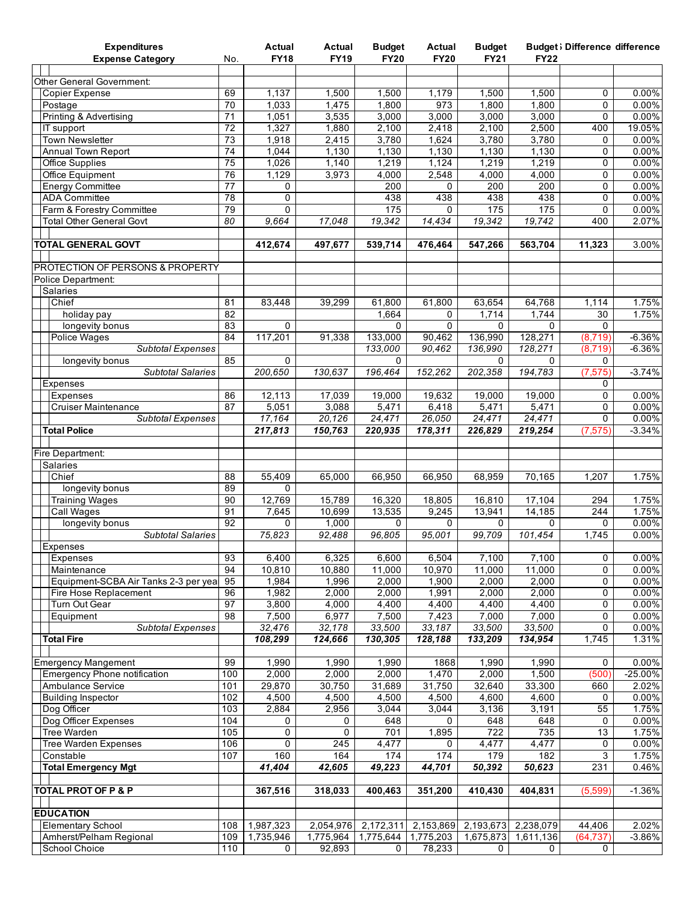| Expenditures<br>Expense Category | No. | Actual FY18 | Actual FY19 | Budget FY20 | Actual FY20 | Budget FY21 | Budget FY22 | Difference | difference |
|---|---|---|---|---|---|---|---|---|---|
| Other General Government: | | | | | | | | | |
| Copier Expense | 69 | 1,137 | 1,500 | 1,500 | 1,179 | 1,500 | 1,500 | 0 | 0.00% |
| Postage | 70 | 1,033 | 1,475 | 1,800 | 973 | 1,800 | 1,800 | 0 | 0.00% |
| Printing & Advertising | 71 | 1,051 | 3,535 | 3,000 | 3,000 | 3,000 | 3,000 | 0 | 0.00% |
| IT support | 72 | 1,327 | 1,880 | 2,100 | 2,418 | 2,100 | 2,500 | 400 | 19.05% |
| Town Newsletter | 73 | 1,918 | 2,415 | 3,780 | 1,624 | 3,780 | 3,780 | 0 | 0.00% |
| Annual Town Report | 74 | 1,044 | 1,130 | 1,130 | 1,130 | 1,130 | 1,130 | 0 | 0.00% |
| Office Supplies | 75 | 1,026 | 1,140 | 1,219 | 1,124 | 1,219 | 1,219 | 0 | 0.00% |
| Office Equipment | 76 | 1,129 | 3,973 | 4,000 | 2,548 | 4,000 | 4,000 | 0 | 0.00% |
| Energy Committee | 77 | 0 | | 200 | 0 | 200 | 200 | 0 | 0.00% |
| ADA Committee | 78 | 0 | | 438 | 438 | 438 | 438 | 0 | 0.00% |
| Farm & Forestry Committee | 79 | 0 | | 175 | 0 | 175 | 175 | 0 | 0.00% |
| Total Other General Govt | 80 | *9,664* | *17,048* | *19,342* | *14,434* | *19,342* | *19,742* | 400 | 2.07% |
| | | | | | | | | | |
| **TOTAL GENERAL GOVT** | | **412,674** | **497,677** | **539,714** | **476,464** | **547,266** | **563,704** | **11,323** | 3.00% |
| | | | | | | | | | |
| PROTECTION OF PERSONS & PROPERTY | | | | | | | | | |
| Police Department: | | | | | | | | | |
| Salaries | | | | | | | | | |
| Chief | 81 | 83,448 | 39,299 | 61,800 | 61,800 | 63,654 | 64,768 | 1,114 | 1.75% |
| holiday pay | 82 | | | 1,664 | 0 | 1,714 | 1,744 | 30 | 1.75% |
| longevity bonus | 83 | 0 | | 0 | 0 | 0 | 0 | 0 | |
| Police Wages | 84 | 117,201 | 91,338 | 133,000 | 90,462 | 136,990 | 128,271 | (8,719) | -6.36% |
| *Subtotal Expenses* | | | | *133,000* | *90,462* | *136,990* | *128,271* | (8,719) | -6.36% |
| longevity bonus | 85 | 0 | | 0 | | 0 | 0 | 0 | |
| *Subtotal Salaries* | | *200,650* | *130,637* | *196,464* | *152,262* | *202,358* | *194,783* | (7,575) | -3.74% |
| Expenses | | | | | | | | 0 | |
| Expenses | 86 | 12,113 | 17,039 | 19,000 | 19,632 | 19,000 | 19,000 | 0 | 0.00% |
| Cruiser Maintenance | 87 | 5,051 | 3,088 | 5,471 | 6,418 | 5,471 | 5,471 | 0 | 0.00% |
| *Subtotal Expenses* | | *17,164* | *20,126* | *24,471* | *26,050* | *24,471* | *24,471* | 0 | 0.00% |
| **Total Police** | | ***217,813*** | ***150,763*** | ***220,935*** | ***178,311*** | ***226,829*** | ***219,254*** | (7,575) | -3.34% |
| | | | | | | | | | |
| Fire Department: | | | | | | | | | |
| Salaries | | | | | | | | | |
| Chief | 88 | 55,409 | 65,000 | 66,950 | 66,950 | 68,959 | 70,165 | 1,207 | 1.75% |
| longevity bonus | 89 | 0 | | | | | | | |
| Training Wages | 90 | 12,769 | 15,789 | 16,320 | 18,805 | 16,810 | 17,104 | 294 | 1.75% |
| Call Wages | 91 | 7,645 | 10,699 | 13,535 | 9,245 | 13,941 | 14,185 | 244 | 1.75% |
| longevity bonus | 92 | 0 | 1,000 | 0 | 0 | 0 | 0 | 0 | 0.00% |
| *Subtotal Salaries* | | *75,823* | *92,488* | *96,805* | *95,001* | *99,709* | *101,454* | 1,745 | 0.00% |
| Expenses | | | | | | | | | |
| Expenses | 93 | 6,400 | 6,325 | 6,600 | 6,504 | 7,100 | 7,100 | 0 | 0.00% |
| Maintenance | 94 | 10,810 | 10,880 | 11,000 | 10,970 | 11,000 | 11,000 | 0 | 0.00% |
| Equipment-SCBA Air Tanks 2-3 per yea | 95 | 1,984 | 1,996 | 2,000 | 1,900 | 2,000 | 2,000 | 0 | 0.00% |
| Fire Hose Replacement | 96 | 1,982 | 2,000 | 2,000 | 1,991 | 2,000 | 2,000 | 0 | 0.00% |
| Turn Out Gear | 97 | 3,800 | 4,000 | 4,400 | 4,400 | 4,400 | 4,400 | 0 | 0.00% |
| Equipment | 98 | 7,500 | 6,977 | 7,500 | 7,423 | 7,000 | 7,000 | 0 | 0.00% |
| *Subtotal Expenses* | | *32,476* | *32,178* | *33,500* | *33,187* | *33,500* | *33,500* | 0 | 0.00% |
| **Total Fire** | | ***108,299*** | ***124,666*** | ***130,305*** | ***128,188*** | ***133,209*** | ***134,954*** | 1,745 | 1.31% |
| | | | | | | | | | |
| Emergency Mangement | 99 | 1,990 | 1,990 | 1,990 | 1868 | 1,990 | 1,990 | 0 | 0.00% |
| Emergency Phone notification | 100 | 2,000 | 2,000 | 2,000 | 1,470 | 2,000 | 1,500 | (500) | -25.00% |
| Ambulance Service | 101 | 29,870 | 30,750 | 31,689 | 31,750 | 32,640 | 33,300 | 660 | 2.02% |
| Building Inspector | 102 | 4,500 | 4,500 | 4,500 | 4,500 | 4,600 | 4,600 | 0 | 0.00% |
| Dog Officer | 103 | 2,884 | 2,956 | 3,044 | 3,044 | 3,136 | 3,191 | 55 | 1.75% |
| Dog Officer Expenses | 104 | 0 | 0 | 648 | 0 | 648 | 648 | 0 | 0.00% |
| Tree Warden | 105 | 0 | 0 | 701 | 1,895 | 722 | 735 | 13 | 1.75% |
| Tree Warden Expenses | 106 | 0 | 245 | 4,477 | 0 | 4,477 | 4,477 | 0 | 0.00% |
| Constable | 107 | 160 | 164 | 174 | 174 | 179 | 182 | 3 | 1.75% |
| **Total Emergency Mgt** | | ***41,404*** | ***42,605*** | ***49,223*** | ***44,701*** | ***50,392*** | ***50,623*** | 231 | 0.46% |
| | | | | | | | | | |
| **TOTAL PROT OF P & P** | | **367,516** | **318,033** | **400,463** | **351,200** | **410,430** | **404,831** | (5,599) | -1.36% |
| | | | | | | | | | |
| **EDUCATION** | | | | | | | | | |
| Elementary School | 108 | 1,987,323 | 2,054,976 | 2,172,311 | 2,153,869 | 2,193,673 | 2,238,079 | 44,406 | 2.02% |
| Amherst/Pelham Regional | 109 | 1,735,946 | 1,775,964 | 1,775,644 | 1,775,203 | 1,675,873 | 1,611,136 | (64,737) | -3.86% |
| School Choice | 110 | 0 | 92,893 | 0 | 78,233 | 0 | 0 | 0 | |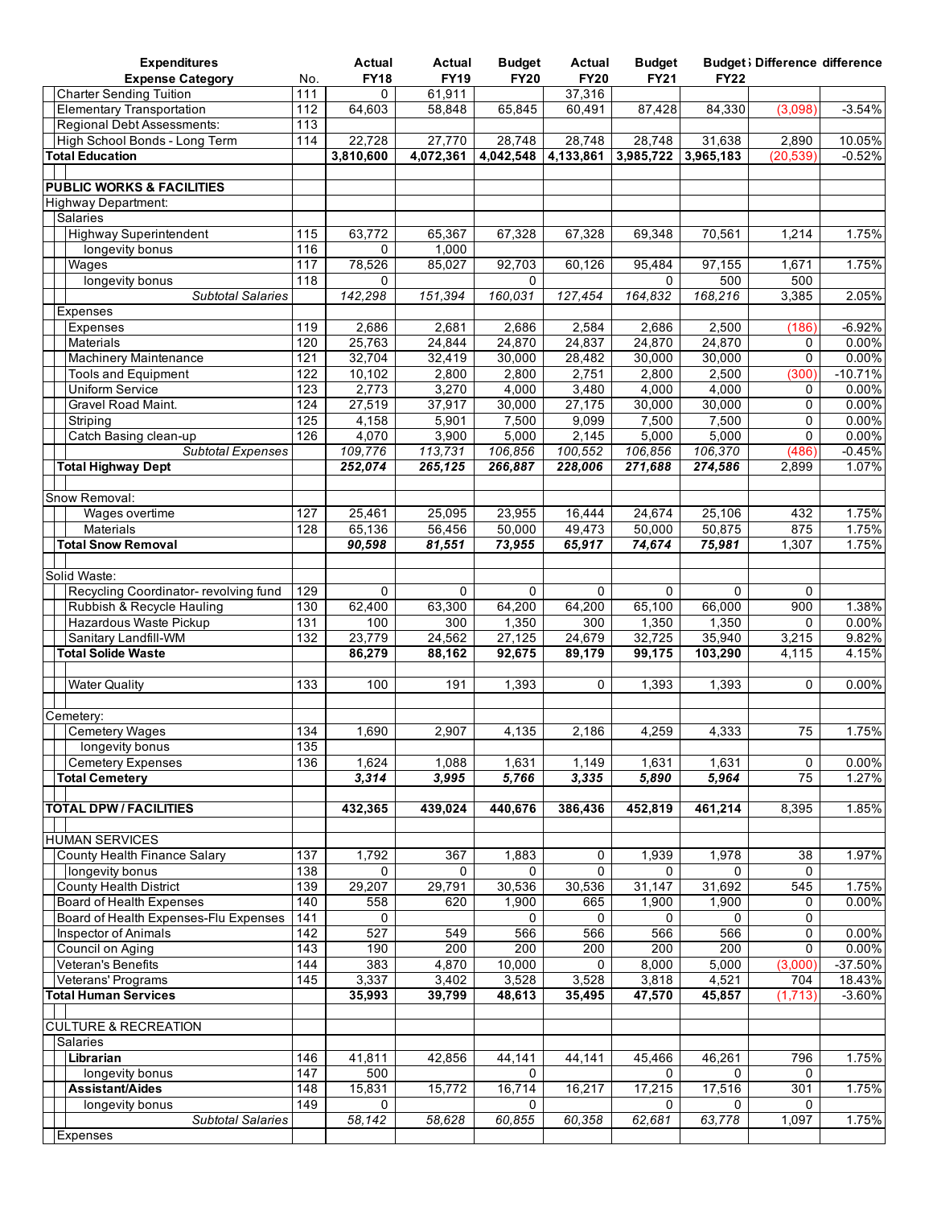| Expenditures<br>Expense Category | No. | Actual<br>FY18 | Actual<br>FY19 | Budget<br>FY20 | Actual<br>FY20 | Budget<br>FY21 | Budget<br>FY22 | Budget Difference | difference |
|---|---|---|---|---|---|---|---|---|---|
| Charter Sending Tuition | 111 | 0 | 61,911 | | 37,316 | | | | |
| Elementary Transportation | 112 | 64,603 | 58,848 | 65,845 | 60,491 | 87,428 | 84,330 | (3,098) | -3.54% |
| Regional Debt Assessments: | 113 | | | | | | | | |
| High School Bonds - Long Term | 114 | 22,728 | 27,770 | 28,748 | 28,748 | 28,748 | 31,638 | 2,890 | 10.05% |
| **Total Education** | | **3,810,600** | **4,072,361** | **4,042,548** | **4,133,861** | **3,985,722** | **3,965,183** | (20,539) | -0.52% |
| | | | | | | | | | |
| **PUBLIC WORKS & FACILITIES** | | | | | | | | | |
| Highway Department: | | | | | | | | | |
| Salaries | | | | | | | | | |
| Highway Superintendent | 115 | 63,772 | 65,367 | 67,328 | 67,328 | 69,348 | 70,561 | 1,214 | 1.75% |
| longevity bonus | 116 | 0 | 1,000 | | | | | | |
| Wages | 117 | 78,526 | 85,027 | 92,703 | 60,126 | 95,484 | 97,155 | 1,671 | 1.75% |
| longevity bonus | 118 | 0 | | 0 | | 0 | 500 | 500 | |
| *Subtotal Salaries* | | *142,298* | *151,394* | *160,031* | *127,454* | *164,832* | *168,216* | 3,385 | 2.05% |
| Expenses | | | | | | | | | |
| Expenses | 119 | 2,686 | 2,681 | 2,686 | 2,584 | 2,686 | 2,500 | (186) | -6.92% |
| Materials | 120 | 25,763 | 24,844 | 24,870 | 24,837 | 24,870 | 24,870 | 0 | 0.00% |
| Machinery Maintenance | 121 | 32,704 | 32,419 | 30,000 | 28,482 | 30,000 | 30,000 | 0 | 0.00% |
| Tools and Equipment | 122 | 10,102 | 2,800 | 2,800 | 2,751 | 2,800 | 2,500 | (300) | -10.71% |
| Uniform Service | 123 | 2,773 | 3,270 | 4,000 | 3,480 | 4,000 | 4,000 | 0 | 0.00% |
| Gravel Road Maint. | 124 | 27,519 | 37,917 | 30,000 | 27,175 | 30,000 | 30,000 | 0 | 0.00% |
| Striping | 125 | 4,158 | 5,901 | 7,500 | 9,099 | 7,500 | 7,500 | 0 | 0.00% |
| Catch Basing clean-up | 126 | 4,070 | 3,900 | 5,000 | 2,145 | 5,000 | 5,000 | 0 | 0.00% |
| *Subtotal Expenses* | | *109,776* | *113,731* | *106,856* | *100,552* | *106,856* | *106,370* | (486) | -0.45% |
| **Total Highway Dept** | | ***252,074*** | ***265,125*** | ***266,887*** | ***228,006*** | ***271,688*** | ***274,586*** | 2,899 | 1.07% |
| | | | | | | | | | |
| Snow Removal: | | | | | | | | | |
| Wages overtime | 127 | 25,461 | 25,095 | 23,955 | 16,444 | 24,674 | 25,106 | 432 | 1.75% |
| Materials | 128 | 65,136 | 56,456 | 50,000 | 49,473 | 50,000 | 50,875 | 875 | 1.75% |
| **Total Snow Removal** | | ***90,598*** | ***81,551*** | ***73,955*** | ***65,917*** | ***74,674*** | ***75,981*** | 1,307 | 1.75% |
| | | | | | | | | | |
| Solid Waste: | | | | | | | | | |
| Recycling Coordinator- revolving fund | 129 | 0 | 0 | 0 | 0 | 0 | 0 | 0 | |
| Rubbish & Recycle Hauling | 130 | 62,400 | 63,300 | 64,200 | 64,200 | 65,100 | 66,000 | 900 | 1.38% |
| Hazardous Waste Pickup | 131 | 100 | 300 | 1,350 | 300 | 1,350 | 1,350 | 0 | 0.00% |
| Sanitary Landfill-WM | 132 | 23,779 | 24,562 | 27,125 | 24,679 | 32,725 | 35,940 | 3,215 | 9.82% |
| **Total Solide Waste** | | **86,279** | **88,162** | **92,675** | **89,179** | **99,175** | **103,290** | 4,115 | 4.15% |
| | | | | | | | | | |
| Water Quality | 133 | 100 | 191 | 1,393 | 0 | 1,393 | 1,393 | 0 | 0.00% |
| | | | | | | | | | |
| Cemetery: | | | | | | | | | |
| Cemetery Wages | 134 | 1,690 | 2,907 | 4,135 | 2,186 | 4,259 | 4,333 | 75 | 1.75% |
| longevity bonus | 135 | | | | | | | | |
| Cemetery Expenses | 136 | 1,624 | 1,088 | 1,631 | 1,149 | 1,631 | 1,631 | 0 | 0.00% |
| **Total Cemetery** | | ***3,314*** | ***3,995*** | ***5,766*** | ***3,335*** | ***5,890*** | ***5,964*** | 75 | 1.27% |
| | | | | | | | | | |
| **TOTAL DPW / FACILITIES** | | **432,365** | **439,024** | **440,676** | **386,436** | **452,819** | **461,214** | 8,395 | 1.85% |
| | | | | | | | | | |
| HUMAN SERVICES | | | | | | | | | |
| County Health Finance Salary | 137 | 1,792 | 367 | 1,883 | 0 | 1,939 | 1,978 | 38 | 1.97% |
| longevity bonus | 138 | 0 | 0 | 0 | 0 | 0 | 0 | 0 | |
| County Health District | 139 | 29,207 | 29,791 | 30,536 | 30,536 | 31,147 | 31,692 | 545 | 1.75% |
| Board of Health Expenses | 140 | 558 | 620 | 1,900 | 665 | 1,900 | 1,900 | 0 | 0.00% |
| Board of Health Expenses-Flu Expenses | 141 | 0 | | 0 | 0 | 0 | 0 | 0 | |
| Inspector of Animals | 142 | 527 | 549 | 566 | 566 | 566 | 566 | 0 | 0.00% |
| Council on Aging | 143 | 190 | 200 | 200 | 200 | 200 | 200 | 0 | 0.00% |
| Veteran's Benefits | 144 | 383 | 4,870 | 10,000 | 0 | 8,000 | 5,000 | (3,000) | -37.50% |
| Veterans' Programs | 145 | 3,337 | 3,402 | 3,528 | 3,528 | 3,818 | 4,521 | 704 | 18.43% |
| **Total Human Services** | | **35,993** | **39,799** | **48,613** | **35,495** | **47,570** | **45,857** | (1,713) | -3.60% |
| | | | | | | | | | |
| CULTURE & RECREATION | | | | | | | | | |
| Salaries | | | | | | | | | |
| **Librarian** | 146 | 41,811 | 42,856 | 44,141 | 44,141 | 45,466 | 46,261 | 796 | 1.75% |
| longevity bonus | 147 | 500 | | 0 | | 0 | 0 | 0 | |
| **Assistant/Aides** | 148 | 15,831 | 15,772 | 16,714 | 16,217 | 17,215 | 17,516 | 301 | 1.75% |
| longevity bonus | 149 | 0 | | 0 | | 0 | 0 | 0 | |
| *Subtotal Salaries* | | *58,142* | *58,628* | *60,855* | *60,358* | *62,681* | *63,778* | 1,097 | 1.75% |
| Expenses | | | | | | | | | |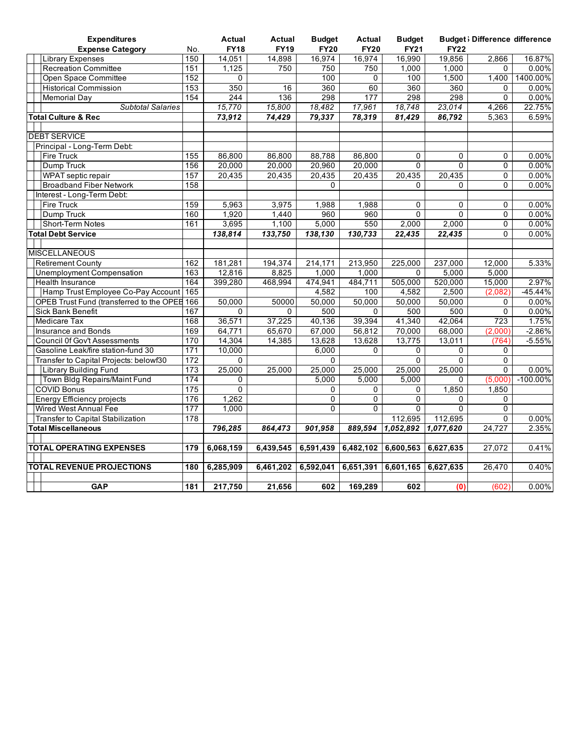| Expenditures<br>Expense Category | No. | Actual<br>FY18 | Actual<br>FY19 | Budget<br>FY20 | Actual<br>FY20 | Budget<br>FY21 | Budget<br>FY22 | Budget ; Difference | difference |
|---|---|---|---|---|---|---|---|---|---|
| Library Expenses | 150 | 14,051 | 14,898 | 16,974 | 16,974 | 16,990 | 19,856 | 2,866 | 16.87% |
| Recreation Committee | 151 | 1,125 | 750 | 750 | 750 | 1,000 | 1,000 | 0 | 0.00% |
| Open Space Committee | 152 | 0 | | 100 | 0 | 100 | 1,500 | 1,400 | 1400.00% |
| Historical Commission | 153 | 350 | 16 | 360 | 60 | 360 | 360 | 0 | 0.00% |
| Memorial Day | 154 | 244 | 136 | 298 | 177 | 298 | 298 | 0 | 0.00% |
| *Subtotal Salaries* | | *15,770* | *15,800* | *18,482* | *17,961* | *18,748* | *23,014* | 4,266 | 22.75% |
| **Total Culture & Rec** | | ***73,912*** | ***74,429*** | ***79,337*** | ***78,319*** | ***81,429*** | ***86,792*** | 5,363 | 6.59% |
| | | | | | | | | | |
| DEBT SERVICE | | | | | | | | | |
| Principal - Long-Term Debt: | | | | | | | | | |
| Fire Truck | 155 | 86,800 | 86,800 | 88,788 | 86,800 | 0 | 0 | 0 | 0.00% |
| Dump Truck | 156 | 20,000 | 20,000 | 20,960 | 20,000 | 0 | 0 | 0 | 0.00% |
| WPAT septic repair | 157 | 20,435 | 20,435 | 20,435 | 20,435 | 20,435 | 20,435 | 0 | 0.00% |
| Broadband Fiber Network | 158 | | | 0 | | 0 | 0 | 0 | 0.00% |
| Interest - Long-Term Debt: | | | | | | | | | |
| Fire Truck | 159 | 5,963 | 3,975 | 1,988 | 1,988 | 0 | 0 | 0 | 0.00% |
| Dump Truck | 160 | 1,920 | 1,440 | 960 | 960 | 0 | 0 | 0 | 0.00% |
| Short-Term Notes | 161 | 3,695 | 1,100 | 5,000 | 550 | 2,000 | 2,000 | 0 | 0.00% |
| **Total Debt Service** | | ***138,814*** | ***133,750*** | ***138,130*** | ***130,733*** | ***22,435*** | ***22,435*** | 0 | 0.00% |
| | | | | | | | | | |
| MISCELLANEOUS | | | | | | | | | |
| Retirement County | 162 | 181,281 | 194,374 | 214,171 | 213,950 | 225,000 | 237,000 | 12,000 | 5.33% |
| Unemployment Compensation | 163 | 12,816 | 8,825 | 1,000 | 1,000 | 0 | 5,000 | 5,000 | |
| Health Insurance | 164 | 399,280 | 468,994 | 474,941 | 484,711 | 505,000 | 520,000 | 15,000 | 2.97% |
| Hamp Trust Employee Co-Pay Account | 165 | | | 4,582 | 100 | 4,582 | 2,500 | (2,082) | -45.44% |
| OPEB Trust Fund (transferred to the OPEB | 166 | 50,000 | 50000 | 50,000 | 50,000 | 50,000 | 50,000 | 0 | 0.00% |
| Sick Bank Benefit | 167 | 0 | 0 | 500 | 0 | 500 | 500 | 0 | 0.00% |
| Medicare Tax | 168 | 36,571 | 37,225 | 40,136 | 39,394 | 41,340 | 42,064 | 723 | 1.75% |
| Insurance and Bonds | 169 | 64,771 | 65,670 | 67,000 | 56,812 | 70,000 | 68,000 | (2,000) | -2.86% |
| Council 0f Gov't Assessments | 170 | 14,304 | 14,385 | 13,628 | 13,628 | 13,775 | 13,011 | (764) | -5.55% |
| Gasoline Leak/fire station-fund 30 | 171 | 10,000 | | 6,000 | 0 | 0 | 0 | 0 | |
| Transfer to Capital Projects: belowf30 | 172 | 0 | | 0 | | 0 | 0 | 0 | |
| Library Building Fund | 173 | 25,000 | 25,000 | 25,000 | 25,000 | 25,000 | 25,000 | 0 | 0.00% |
| Town Bldg Repairs/Maint Fund | 174 | 0 | | 5,000 | 5,000 | 5,000 | 0 | (5,000) | -100.00% |
| COVID Bonus | 175 | 0 | | 0 | 0 | 0 | 1,850 | 1,850 | |
| Energy Efficiency projects | 176 | 1,262 | | 0 | 0 | 0 | 0 | 0 | |
| Wired West Annual Fee | 177 | 1,000 | | 0 | 0 | 0 | 0 | 0 | |
| Transfer to Capital Stabilization | 178 | | | | | 112,695 | 112,695 | 0 | 0.00% |
| **Total Miscellaneous** | | ***796,285*** | ***864,473*** | ***901,958*** | ***889,594*** | ***1,052,892*** | ***1,077,620*** | 24,727 | 2.35% |
| | | | | | | | | | |
| **TOTAL OPERATING EXPENSES** | **179** | **6,068,159** | **6,439,545** | **6,591,439** | **6,482,102** | **6,600,563** | **6,627,635** | 27,072 | 0.41% |
| | | | | | | | | | |
| **TOTAL REVENUE PROJECTIONS** | **180** | **6,285,909** | **6,461,202** | **6,592,041** | **6,651,391** | **6,601,165** | **6,627,635** | 26,470 | 0.40% |
| | | | | | | | | | |
| **GAP** | **181** | **217,750** | **21,656** | **602** | **169,289** | **602** | **(0)** | (602) | 0.00% |